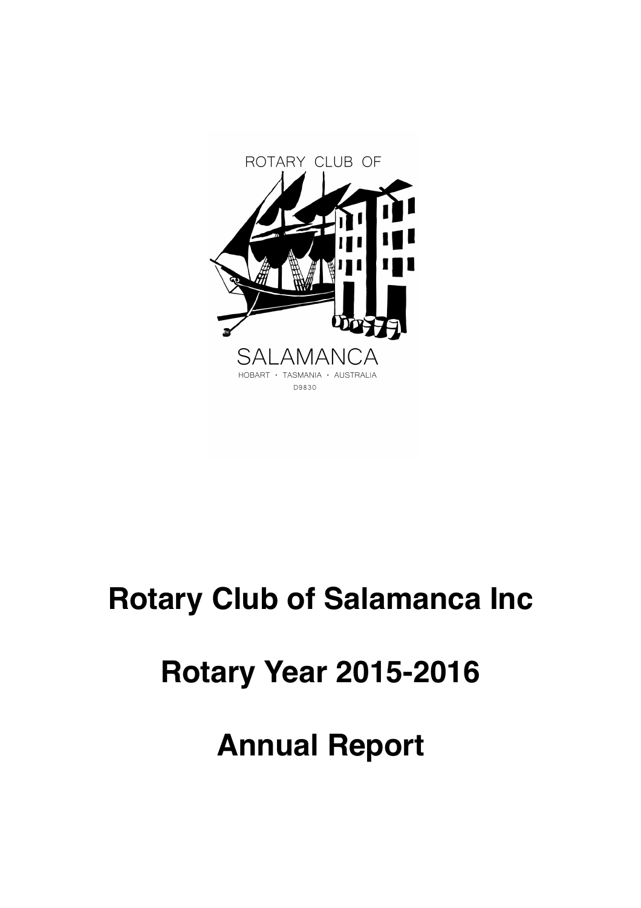ROTARY CLUB OF

SALAMANCA

HOBART · TASMANIA · AUSTRALIA

D9830

# Rotary Club of Salamanca Inc

# Rotary Year 2015-2016

# Annual Report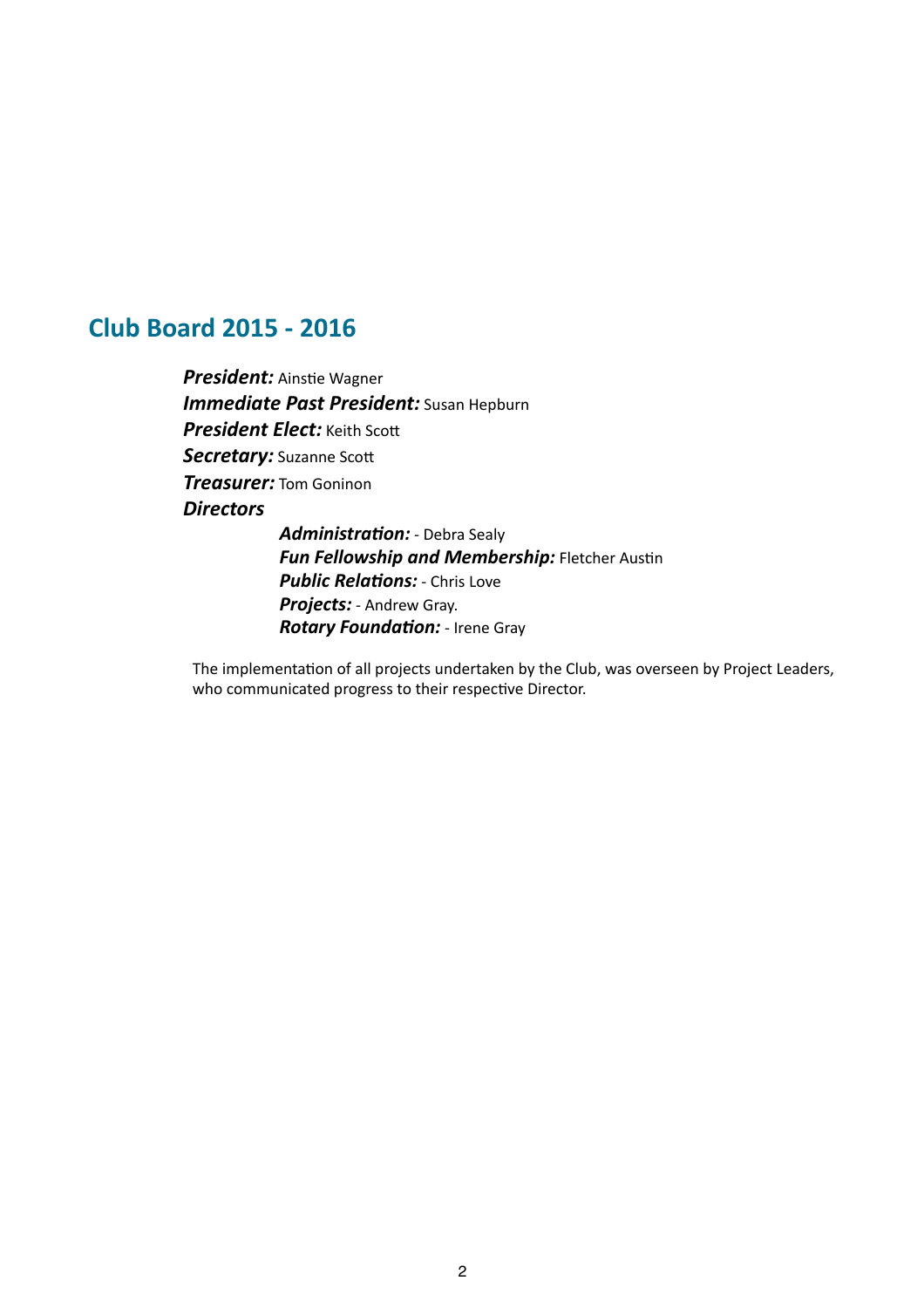## Club Board 2015 - 2016

***President:*** Ainstie Wagner
***Immediate Past President:*** Susan Hepburn
***President Elect:*** Keith Scott
***Secretary:*** Suzanne Scott
***Treasurer:*** Tom Goninon
***Directors***

- ***Administration:*** - Debra Sealy
- ***Fun Fellowship and Membership:*** Fletcher Austin
- ***Public Relations:*** - Chris Love
- ***Projects:*** - Andrew Gray.
- ***Rotary Foundation:*** - Irene Gray

The implementation of all projects undertaken by the Club, was overseen by Project Leaders, who communicated progress to their respective Director.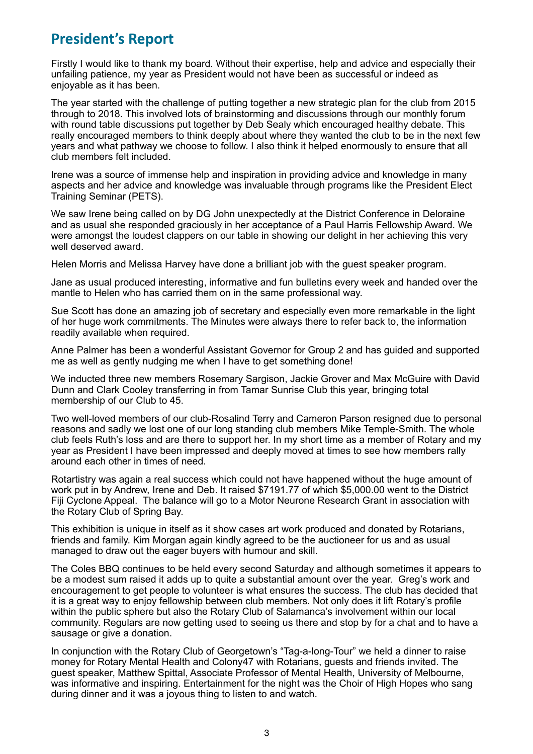## President's Report

Firstly I would like to thank my board. Without their expertise, help and advice and especially their unfailing patience, my year as President would not have been as successful or indeed as enjoyable as it has been.

The year started with the challenge of putting together a new strategic plan for the club from 2015 through to 2018. This involved lots of brainstorming and discussions through our monthly forum with round table discussions put together by Deb Sealy which encouraged healthy debate. This really encouraged members to think deeply about where they wanted the club to be in the next few years and what pathway we choose to follow. I also think it helped enormously to ensure that all club members felt included.

Irene was a source of immense help and inspiration in providing advice and knowledge in many aspects and her advice and knowledge was invaluable through programs like the President Elect Training Seminar (PETS).

We saw Irene being called on by DG John unexpectedly at the District Conference in Deloraine and as usual she responded graciously in her acceptance of a Paul Harris Fellowship Award. We were amongst the loudest clappers on our table in showing our delight in her achieving this very well deserved award.

Helen Morris and Melissa Harvey have done a brilliant job with the guest speaker program.

Jane as usual produced interesting, informative and fun bulletins every week and handed over the mantle to Helen who has carried them on in the same professional way.

Sue Scott has done an amazing job of secretary and especially even more remarkable in the light of her huge work commitments. The Minutes were always there to refer back to, the information readily available when required.

Anne Palmer has been a wonderful Assistant Governor for Group 2 and has guided and supported me as well as gently nudging me when I have to get something done!

We inducted three new members Rosemary Sargison, Jackie Grover and Max McGuire with David Dunn and Clark Cooley transferring in from Tamar Sunrise Club this year, bringing total membership of our Club to 45.

Two well-loved members of our club-Rosalind Terry and Cameron Parson resigned due to personal reasons and sadly we lost one of our long standing club members Mike Temple-Smith. The whole club feels Ruth's loss and are there to support her. In my short time as a member of Rotary and my year as President I have been impressed and deeply moved at times to see how members rally around each other in times of need.

Rotartistry was again a real success which could not have happened without the huge amount of work put in by Andrew, Irene and Deb. It raised $7191.77 of which $5,000.00 went to the District Fiji Cyclone Appeal. The balance will go to a Motor Neurone Research Grant in association with the Rotary Club of Spring Bay.

This exhibition is unique in itself as it show cases art work produced and donated by Rotarians, friends and family. Kim Morgan again kindly agreed to be the auctioneer for us and as usual managed to draw out the eager buyers with humour and skill.

The Coles BBQ continues to be held every second Saturday and although sometimes it appears to be a modest sum raised it adds up to quite a substantial amount over the year. Greg's work and encouragement to get people to volunteer is what ensures the success. The club has decided that it is a great way to enjoy fellowship between club members. Not only does it lift Rotary's profile within the public sphere but also the Rotary Club of Salamanca's involvement within our local community. Regulars are now getting used to seeing us there and stop by for a chat and to have a sausage or give a donation.

In conjunction with the Rotary Club of Georgetown's "Tag-a-long-Tour" we held a dinner to raise money for Rotary Mental Health and Colony47 with Rotarians, guests and friends invited. The guest speaker, Matthew Spittal, Associate Professor of Mental Health, University of Melbourne, was informative and inspiring. Entertainment for the night was the Choir of High Hopes who sang during dinner and it was a joyous thing to listen to and watch.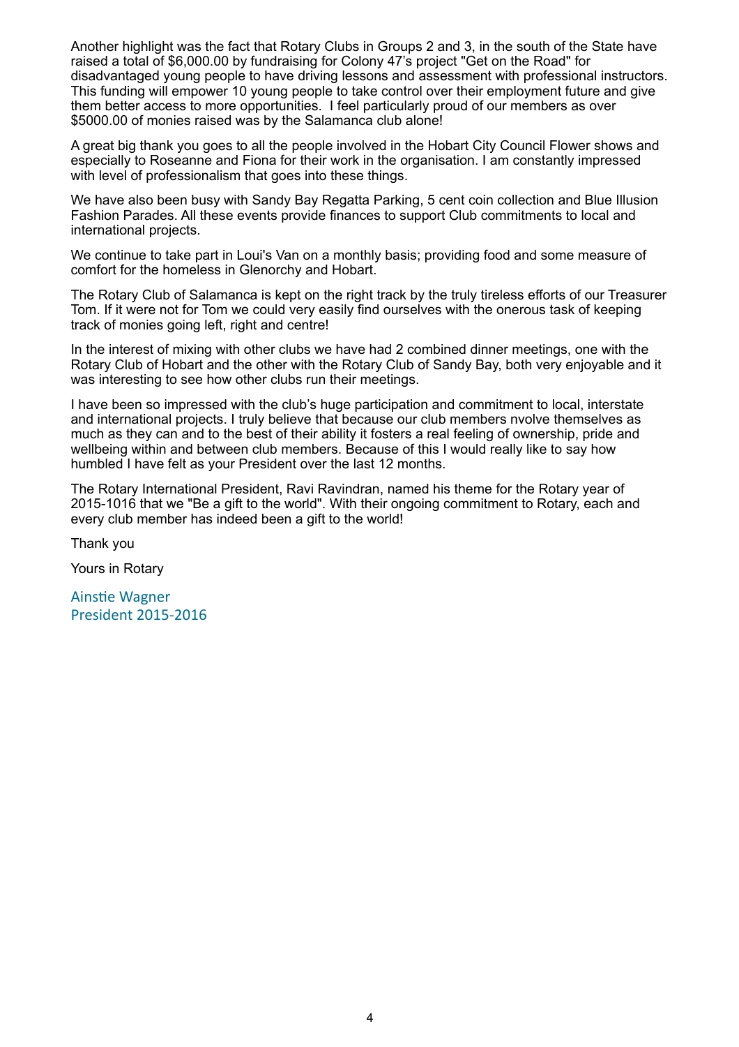Another highlight was the fact that Rotary Clubs in Groups 2 and 3, in the south of the State have raised a total of $6,000.00 by fundraising for Colony 47's project "Get on the Road" for disadvantaged young people to have driving lessons and assessment with professional instructors. This funding will empower 10 young people to take control over their employment future and give them better access to more opportunities. I feel particularly proud of our members as over $5000.00 of monies raised was by the Salamanca club alone!

A great big thank you goes to all the people involved in the Hobart City Council Flower shows and especially to Roseanne and Fiona for their work in the organisation. I am constantly impressed with level of professionalism that goes into these things.

We have also been busy with Sandy Bay Regatta Parking, 5 cent coin collection and Blue Illusion Fashion Parades. All these events provide finances to support Club commitments to local and international projects.

We continue to take part in Loui's Van on a monthly basis; providing food and some measure of comfort for the homeless in Glenorchy and Hobart.

The Rotary Club of Salamanca is kept on the right track by the truly tireless efforts of our Treasurer Tom. If it were not for Tom we could very easily find ourselves with the onerous task of keeping track of monies going left, right and centre!

In the interest of mixing with other clubs we have had 2 combined dinner meetings, one with the Rotary Club of Hobart and the other with the Rotary Club of Sandy Bay, both very enjoyable and it was interesting to see how other clubs run their meetings.

I have been so impressed with the club's huge participation and commitment to local, interstate and international projects. I truly believe that because our club members nvolve themselves as much as they can and to the best of their ability it fosters a real feeling of ownership, pride and wellbeing within and between club members. Because of this I would really like to say how humbled I have felt as your President over the last 12 months.

The Rotary International President, Ravi Ravindran, named his theme for the Rotary year of 2015-1016 that we "Be a gift to the world". With their ongoing commitment to Rotary, each and every club member has indeed been a gift to the world!

Thank you

Yours in Rotary

Ainstie Wagner
President 2015-2016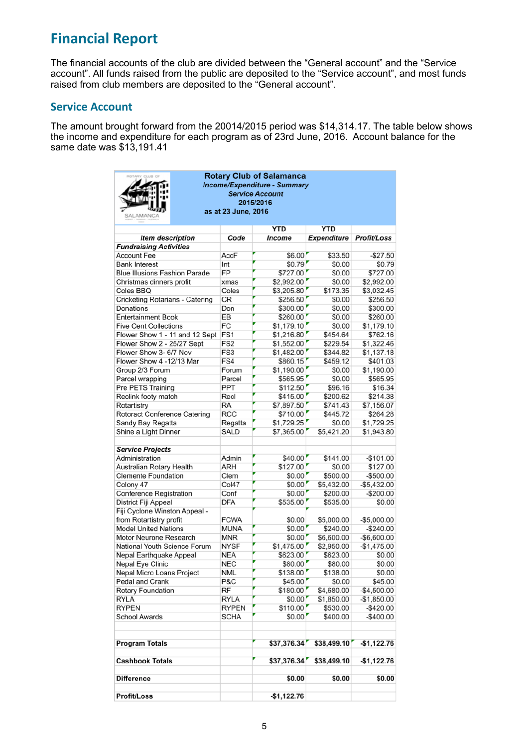# Financial Report

The financial accounts of the club are divided between the "General account" and the "Service account". All funds raised from the public are deposited to the "Service account", and most funds raised from club members are deposited to the "General account".

## Service Account

The amount brought forward from the 20014/2015 period was $14,314.17. The table below shows the income and expenditure for each program as of 23rd June, 2016. Account balance for the same date was $13,191.41

**Rotary Club of Salamanca**
***Income/Expenditure - Summary***
***Service Account***
**2015/2016**
**as at 23 June, 2016**

| *Item description* | *Code* | YTD *Income* | YTD *Expenditure* | *Profit/Loss* |
|---|---|---|---|---|
| ***Fundraising Activities*** | | | | |
| Account Fee | AccF | $6.00 | $33.50 | -$27.50 |
| Bank Interest | Int | $0.79 | $0.00 | $0.79 |
| Blue Illusions Fashion Parade | FP | $727.00 | $0.00 | $727.00 |
| Christmas dinners profit | xmas | $2,992.00 | $0.00 | $2,992.00 |
| Coles BBQ | Coles | $3,205.80 | $173.35 | $3,032.45 |
| Cricketing Rotarians - Catering | CR | $256.50 | $0.00 | $256.50 |
| Donations | Don | $300.00 | $0.00 | $300.00 |
| Entertainment Book | EB | $260.00 | $0.00 | $260.00 |
| Five Cent Collections | FC | $1,179.10 | $0.00 | $1,179.10 |
| Flower Show 1 - 11 and 12 Sept | FS1 | $1,216.80 | $454.64 | $762.16 |
| Flower Show 2 - 25/27 Sept | FS2 | $1,552.00 | $229.54 | $1,322.46 |
| Flower Show 3- 6/7 Nov | FS3 | $1,482.00 | $344.82 | $1,137.18 |
| Flower Show 4 -12/13 Mar | FS4 | $860.15 | $459.12 | $401.03 |
| Group 2/3 Forum | Forum | $1,190.00 | $0.00 | $1,190.00 |
| Parcel wrapping | Parcel | $565.95 | $0.00 | $565.95 |
| Pre PETS Training | PPT | $112.50 | $96.16 | $16.34 |
| Reclink footy match | Recl | $415.00 | $200.62 | $214.38 |
| Rotartistry | RA | $7,897.50 | $741.43 | $7,156.07 |
| Rotoract Conference Catering | RCC | $710.00 | $445.72 | $264.28 |
| Sandy Bay Regatta | Regatta | $1,729.25 | $0.00 | $1,729.25 |
| Shine a Light Dinner | SALD | $7,365.00 | $5,421.20 | $1,943.80 |
| | | | | |
| ***Service Projects*** | | | | |
| Administration | Admin | $40.00 | $141.00 | -$101.00 |
| Australian Rotary Health | ARH | $127.00 | $0.00 | $127.00 |
| Clemente Foundation | Clem | $0.00 | $500.00 | -$500.00 |
| Colony 47 | Col47 | $0.00 | $5,432.00 | -$5,432.00 |
| Conference Registration | Conf | $0.00 | $200.00 | -$200.00 |
| District Fiji Appeal | DFA | $535.00 | $535.00 | $0.00 |
| Fiji Cyclone Winston Appeal - from Rotartistry profit | FCWA | $0.00 | $5,000.00 | -$5,000.00 |
| Model United Nations | MUNA | $0.00 | $240.00 | -$240.00 |
| Motor Neurone Research | MNR | $0.00 | $6,600.00 | -$6,600.00 |
| National Youth Science Forum | NYSF | $1,475.00 | $2,950.00 | -$1,475.00 |
| Nepal Earthquake Appeal | NEA | $623.00 | $623.00 | $0.00 |
| Nepal Eye Clinic | NEC | $80.00 | $80.00 | $0.00 |
| Nepal Micro Loans Project | NML | $138.00 | $138.00 | $0.00 |
| Pedal and Crank | P&C | $45.00 | $0.00 | $45.00 |
| Rotary Foundation | RF | $180.00 | $4,680.00 | -$4,500.00 |
| RYLA | RYLA | $0.00 | $1,850.00 | -$1,850.00 |
| RYPEN | RYPEN | $110.00 | $530.00 | -$420.00 |
| School Awards | SCHA | $0.00 | $400.00 | -$400.00 |
| | | | | |
| **Program Totals** | | **$37,376.34** | **$38,499.10** | **-$1,122.76** |
| **Cashbook Totals** | | **$37,376.34** | **$38,499.10** | **-$1,122.76** |
| **Difference** | | **$0.00** | **$0.00** | **$0.00** |
| **Profit/Loss** | | **-$1,122.76** | | |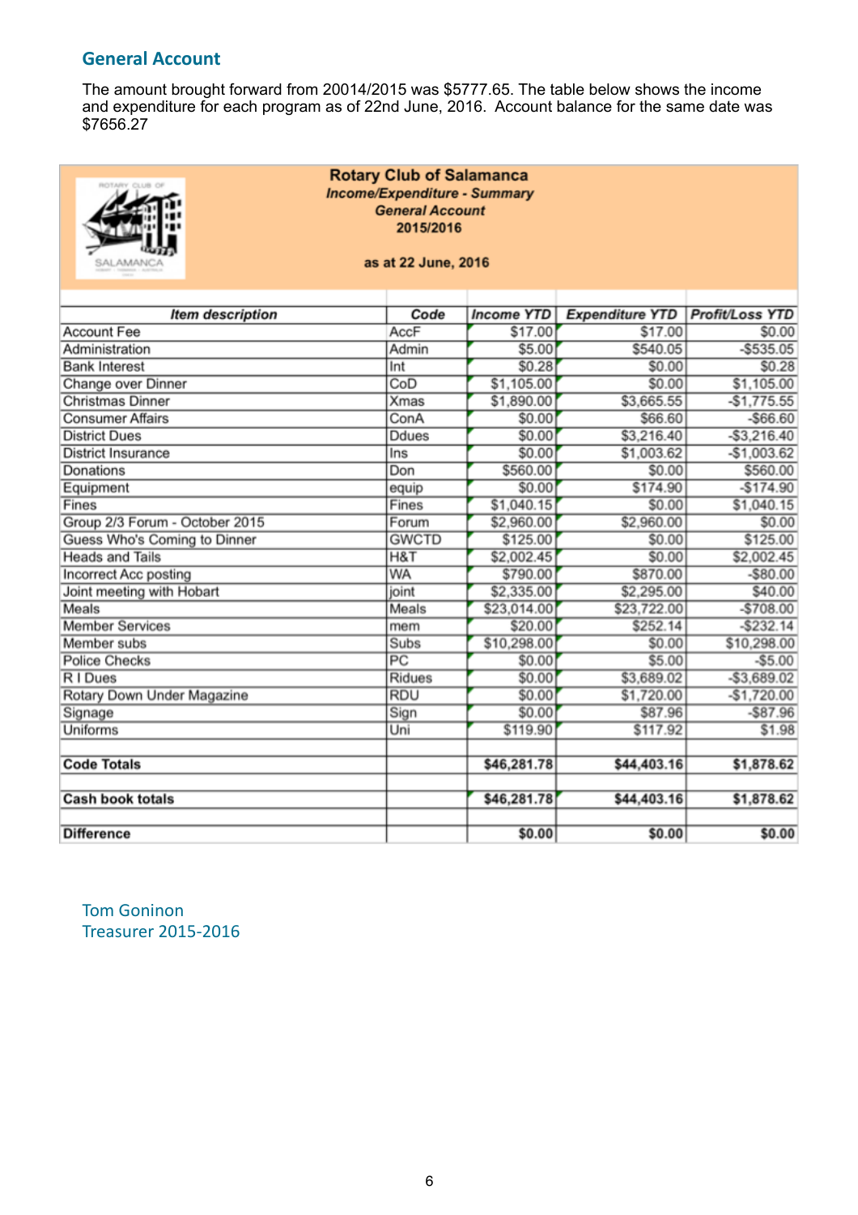## General Account

The amount brought forward from 20014/2015 was $5777.65. The table below shows the income and expenditure for each program as of 22nd June, 2016. Account balance for the same date was $7656.27

**Rotary Club of Salamanca**
***Income/Expenditure - Summary***
***General Account***
**2015/2016**

**as at 22 June, 2016**

| *Item description* | *Code* | *Income YTD* | *Expenditure YTD* | *Profit/Loss YTD* |
|---|---|---|---|---|
| Account Fee | AccF | $17.00 | $17.00 | $0.00 |
| Administration | Admin | $5.00 | $540.05 | -$535.05 |
| Bank Interest | Int | $0.28 | $0.00 | $0.28 |
| Change over Dinner | CoD | $1,105.00 | $0.00 | $1,105.00 |
| Christmas Dinner | Xmas | $1,890.00 | $3,665.55 | -$1,775.55 |
| Consumer Affairs | ConA | $0.00 | $66.60 | -$66.60 |
| District Dues | Ddues | $0.00 | $3,216.40 | -$3,216.40 |
| District Insurance | Ins | $0.00 | $1,003.62 | -$1,003.62 |
| Donations | Don | $560.00 | $0.00 | $560.00 |
| Equipment | equip | $0.00 | $174.90 | -$174.90 |
| Fines | Fines | $1,040.15 | $0.00 | $1,040.15 |
| Group 2/3 Forum - October 2015 | Forum | $2,960.00 | $2,960.00 | $0.00 |
| Guess Who's Coming to Dinner | GWCTD | $125.00 | $0.00 | $125.00 |
| Heads and Tails | H&T | $2,002.45 | $0.00 | $2,002.45 |
| Incorrect Acc posting | WA | $790.00 | $870.00 | -$80.00 |
| Joint meeting with Hobart | joint | $2,335.00 | $2,295.00 | $40.00 |
| Meals | Meals | $23,014.00 | $23,722.00 | -$708.00 |
| Member Services | mem | $20.00 | $252.14 | -$232.14 |
| Member subs | Subs | $10,298.00 | $0.00 | $10,298.00 |
| Police Checks | PC | $0.00 | $5.00 | -$5.00 |
| R I Dues | Ridues | $0.00 | $3,689.02 | -$3,689.02 |
| Rotary Down Under Magazine | RDU | $0.00 | $1,720.00 | -$1,720.00 |
| Signage | Sign | $0.00 | $87.96 | -$87.96 |
| Uniforms | Uni | $119.90 | $117.92 | $1.98 |
| | | | | |
| **Code Totals** | | **$46,281.78** | **$44,403.16** | **$1,878.62** |
| | | | | |
| **Cash book totals** | | **$46,281.78** | **$44,403.16** | **$1,878.62** |
| | | | | |
| **Difference** | | **$0.00** | **$0.00** | **$0.00** |

Tom Goninon
Treasurer 2015-2016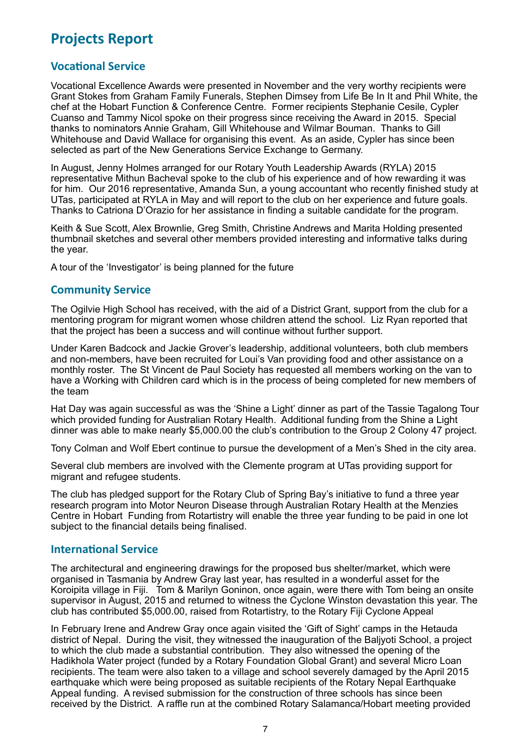# Projects Report

## Vocational Service

Vocational Excellence Awards were presented in November and the very worthy recipients were Grant Stokes from Graham Family Funerals, Stephen Dimsey from Life Be In It and Phil White, the chef at the Hobart Function & Conference Centre. Former recipients Stephanie Cesile, Cypler Cuanso and Tammy Nicol spoke on their progress since receiving the Award in 2015. Special thanks to nominators Annie Graham, Gill Whitehouse and Wilmar Bouman. Thanks to Gill Whitehouse and David Wallace for organising this event. As an aside, Cypler has since been selected as part of the New Generations Service Exchange to Germany.

In August, Jenny Holmes arranged for our Rotary Youth Leadership Awards (RYLA) 2015 representative Mithun Bacheval spoke to the club of his experience and of how rewarding it was for him. Our 2016 representative, Amanda Sun, a young accountant who recently finished study at UTas, participated at RYLA in May and will report to the club on her experience and future goals. Thanks to Catriona D'Orazio for her assistance in finding a suitable candidate for the program.

Keith & Sue Scott, Alex Brownlie, Greg Smith, Christine Andrews and Marita Holding presented thumbnail sketches and several other members provided interesting and informative talks during the year.

A tour of the 'Investigator' is being planned for the future

## Community Service

The Ogilvie High School has received, with the aid of a District Grant, support from the club for a mentoring program for migrant women whose children attend the school. Liz Ryan reported that that the project has been a success and will continue without further support.

Under Karen Badcock and Jackie Grover's leadership, additional volunteers, both club members and non-members, have been recruited for Loui's Van providing food and other assistance on a monthly roster. The St Vincent de Paul Society has requested all members working on the van to have a Working with Children card which is in the process of being completed for new members of the team

Hat Day was again successful as was the 'Shine a Light' dinner as part of the Tassie Tagalong Tour which provided funding for Australian Rotary Health. Additional funding from the Shine a Light dinner was able to make nearly $5,000.00 the club's contribution to the Group 2 Colony 47 project.

Tony Colman and Wolf Ebert continue to pursue the development of a Men's Shed in the city area.

Several club members are involved with the Clemente program at UTas providing support for migrant and refugee students.

The club has pledged support for the Rotary Club of Spring Bay's initiative to fund a three year research program into Motor Neuron Disease through Australian Rotary Health at the Menzies Centre in Hobart Funding from Rotartistry will enable the three year funding to be paid in one lot subject to the financial details being finalised.

## International Service

The architectural and engineering drawings for the proposed bus shelter/market, which were organised in Tasmania by Andrew Gray last year, has resulted in a wonderful asset for the Koroipita village in Fiji. Tom & Marilyn Goninon, once again, were there with Tom being an onsite supervisor in August, 2015 and returned to witness the Cyclone Winston devastation this year. The club has contributed $5,000.00, raised from Rotartistry, to the Rotary Fiji Cyclone Appeal

In February Irene and Andrew Gray once again visited the 'Gift of Sight' camps in the Hetauda district of Nepal. During the visit, they witnessed the inauguration of the Baljyoti School, a project to which the club made a substantial contribution. They also witnessed the opening of the Hadikhola Water project (funded by a Rotary Foundation Global Grant) and several Micro Loan recipients. The team were also taken to a village and school severely damaged by the April 2015 earthquake which were being proposed as suitable recipients of the Rotary Nepal Earthquake Appeal funding. A revised submission for the construction of three schools has since been received by the District. A raffle run at the combined Rotary Salamanca/Hobart meeting provided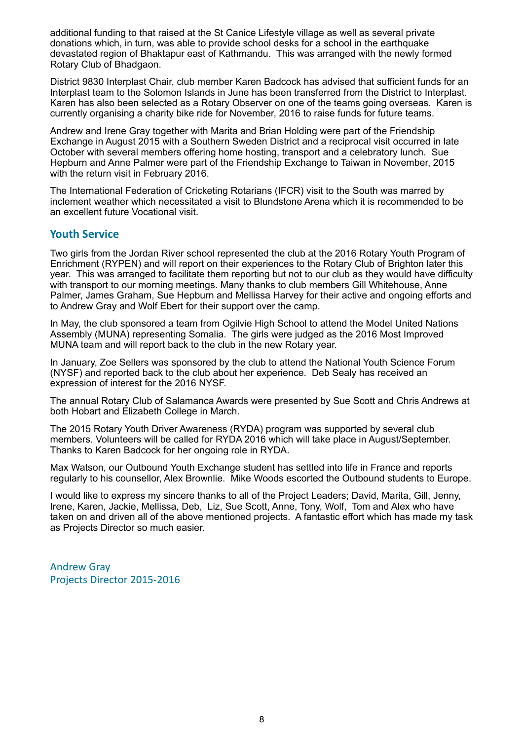additional funding to that raised at the St Canice Lifestyle village as well as several private donations which, in turn, was able to provide school desks for a school in the earthquake devastated region of Bhaktapur east of Kathmandu. This was arranged with the newly formed Rotary Club of Bhadgaon.

District 9830 Interplast Chair, club member Karen Badcock has advised that sufficient funds for an Interplast team to the Solomon Islands in June has been transferred from the District to Interplast. Karen has also been selected as a Rotary Observer on one of the teams going overseas. Karen is currently organising a charity bike ride for November, 2016 to raise funds for future teams.

Andrew and Irene Gray together with Marita and Brian Holding were part of the Friendship Exchange in August 2015 with a Southern Sweden District and a reciprocal visit occurred in late October with several members offering home hosting, transport and a celebratory lunch. Sue Hepburn and Anne Palmer were part of the Friendship Exchange to Taiwan in November, 2015 with the return visit in February 2016.

The International Federation of Cricketing Rotarians (IFCR) visit to the South was marred by inclement weather which necessitated a visit to Blundstone Arena which it is recommended to be an excellent future Vocational visit.

## Youth Service

Two girls from the Jordan River school represented the club at the 2016 Rotary Youth Program of Enrichment (RYPEN) and will report on their experiences to the Rotary Club of Brighton later this year. This was arranged to facilitate them reporting but not to our club as they would have difficulty with transport to our morning meetings. Many thanks to club members Gill Whitehouse, Anne Palmer, James Graham, Sue Hepburn and Mellissa Harvey for their active and ongoing efforts and to Andrew Gray and Wolf Ebert for their support over the camp.

In May, the club sponsored a team from Ogilvie High School to attend the Model United Nations Assembly (MUNA) representing Somalia. The girls were judged as the 2016 Most Improved MUNA team and will report back to the club in the new Rotary year.

In January, Zoe Sellers was sponsored by the club to attend the National Youth Science Forum (NYSF) and reported back to the club about her experience. Deb Sealy has received an expression of interest for the 2016 NYSF.

The annual Rotary Club of Salamanca Awards were presented by Sue Scott and Chris Andrews at both Hobart and Elizabeth College in March.

The 2015 Rotary Youth Driver Awareness (RYDA) program was supported by several club members. Volunteers will be called for RYDA 2016 which will take place in August/September. Thanks to Karen Badcock for her ongoing role in RYDA.

Max Watson, our Outbound Youth Exchange student has settled into life in France and reports regularly to his counsellor, Alex Brownlie. Mike Woods escorted the Outbound students to Europe.

I would like to express my sincere thanks to all of the Project Leaders; David, Marita, Gill, Jenny, Irene, Karen, Jackie, Mellissa, Deb, Liz, Sue Scott, Anne, Tony, Wolf, Tom and Alex who have taken on and driven all of the above mentioned projects. A fantastic effort which has made my task as Projects Director so much easier.

Andrew Gray
Projects Director 2015-2016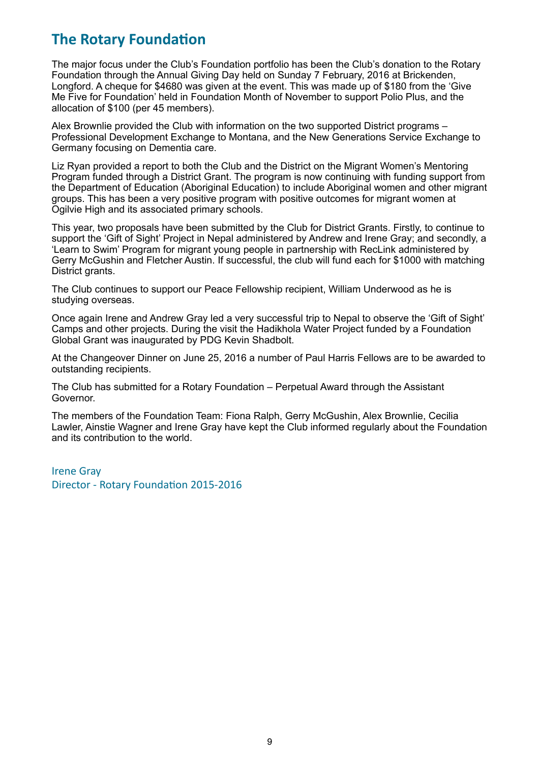## The Rotary Foundation

The major focus under the Club's Foundation portfolio has been the Club's donation to the Rotary Foundation through the Annual Giving Day held on Sunday 7 February, 2016 at Brickenden, Longford. A cheque for $4680 was given at the event. This was made up of $180 from the 'Give Me Five for Foundation' held in Foundation Month of November to support Polio Plus, and the allocation of $100 (per 45 members).

Alex Brownlie provided the Club with information on the two supported District programs – Professional Development Exchange to Montana, and the New Generations Service Exchange to Germany focusing on Dementia care.

Liz Ryan provided a report to both the Club and the District on the Migrant Women's Mentoring Program funded through a District Grant. The program is now continuing with funding support from the Department of Education (Aboriginal Education) to include Aboriginal women and other migrant groups. This has been a very positive program with positive outcomes for migrant women at Ogilvie High and its associated primary schools.

This year, two proposals have been submitted by the Club for District Grants. Firstly, to continue to support the 'Gift of Sight' Project in Nepal administered by Andrew and Irene Gray; and secondly, a 'Learn to Swim' Program for migrant young people in partnership with RecLink administered by Gerry McGushin and Fletcher Austin. If successful, the club will fund each for $1000 with matching District grants.

The Club continues to support our Peace Fellowship recipient, William Underwood as he is studying overseas.

Once again Irene and Andrew Gray led a very successful trip to Nepal to observe the 'Gift of Sight' Camps and other projects. During the visit the Hadikhola Water Project funded by a Foundation Global Grant was inaugurated by PDG Kevin Shadbolt.

At the Changeover Dinner on June 25, 2016 a number of Paul Harris Fellows are to be awarded to outstanding recipients.

The Club has submitted for a Rotary Foundation – Perpetual Award through the Assistant Governor.

The members of the Foundation Team: Fiona Ralph, Gerry McGushin, Alex Brownlie, Cecilia Lawler, Ainstie Wagner and Irene Gray have kept the Club informed regularly about the Foundation and its contribution to the world.

Irene Gray
Director - Rotary Foundation 2015-2016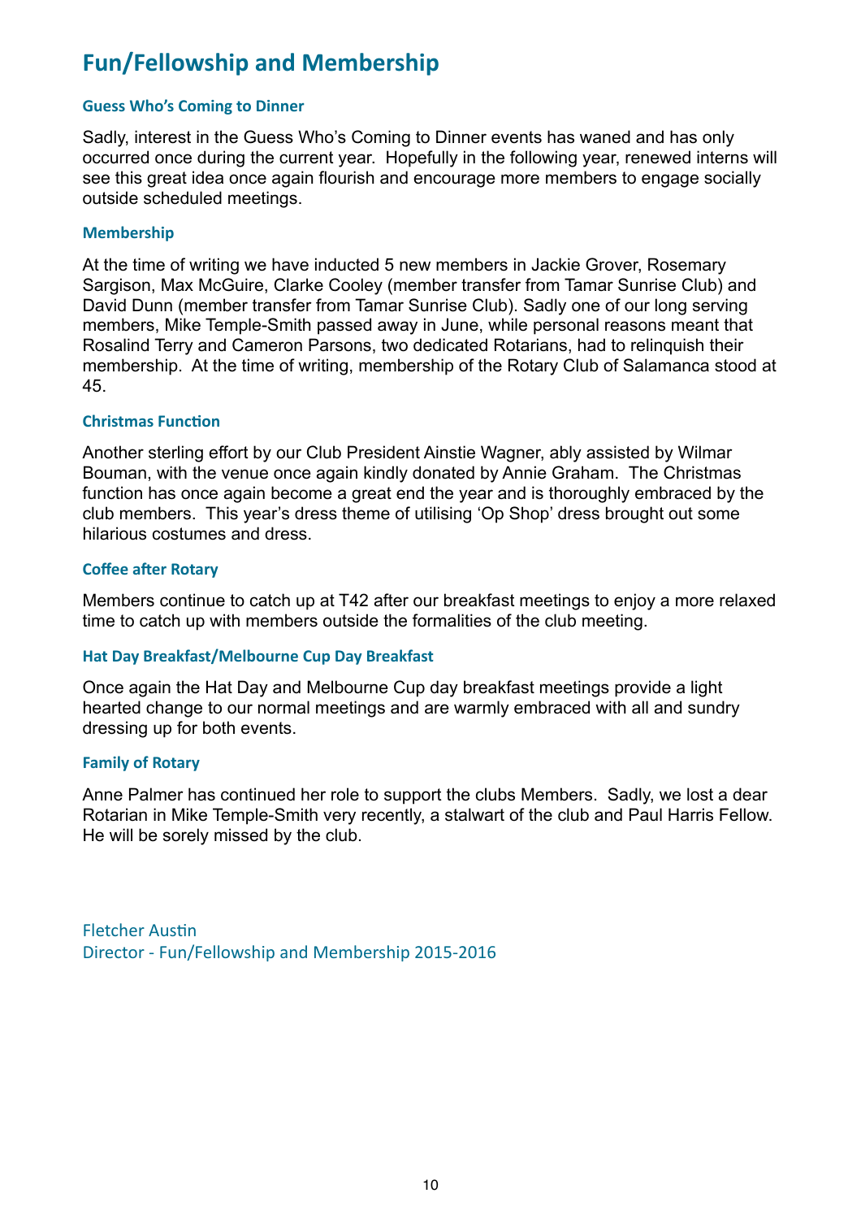# Fun/Fellowship and Membership

### Guess Who's Coming to Dinner

Sadly, interest in the Guess Who's Coming to Dinner events has waned and has only occurred once during the current year. Hopefully in the following year, renewed interns will see this great idea once again flourish and encourage more members to engage socially outside scheduled meetings.

### Membership

At the time of writing we have inducted 5 new members in Jackie Grover, Rosemary Sargison, Max McGuire, Clarke Cooley (member transfer from Tamar Sunrise Club) and David Dunn (member transfer from Tamar Sunrise Club). Sadly one of our long serving members, Mike Temple-Smith passed away in June, while personal reasons meant that Rosalind Terry and Cameron Parsons, two dedicated Rotarians, had to relinquish their membership. At the time of writing, membership of the Rotary Club of Salamanca stood at 45.

### Christmas Function

Another sterling effort by our Club President Ainstie Wagner, ably assisted by Wilmar Bouman, with the venue once again kindly donated by Annie Graham. The Christmas function has once again become a great end the year and is thoroughly embraced by the club members. This year's dress theme of utilising 'Op Shop' dress brought out some hilarious costumes and dress.

### Coffee after Rotary

Members continue to catch up at T42 after our breakfast meetings to enjoy a more relaxed time to catch up with members outside the formalities of the club meeting.

### Hat Day Breakfast/Melbourne Cup Day Breakfast

Once again the Hat Day and Melbourne Cup day breakfast meetings provide a light hearted change to our normal meetings and are warmly embraced with all and sundry dressing up for both events.

### Family of Rotary

Anne Palmer has continued her role to support the clubs Members. Sadly, we lost a dear Rotarian in Mike Temple-Smith very recently, a stalwart of the club and Paul Harris Fellow. He will be sorely missed by the club.

Fletcher Austin
Director - Fun/Fellowship and Membership 2015-2016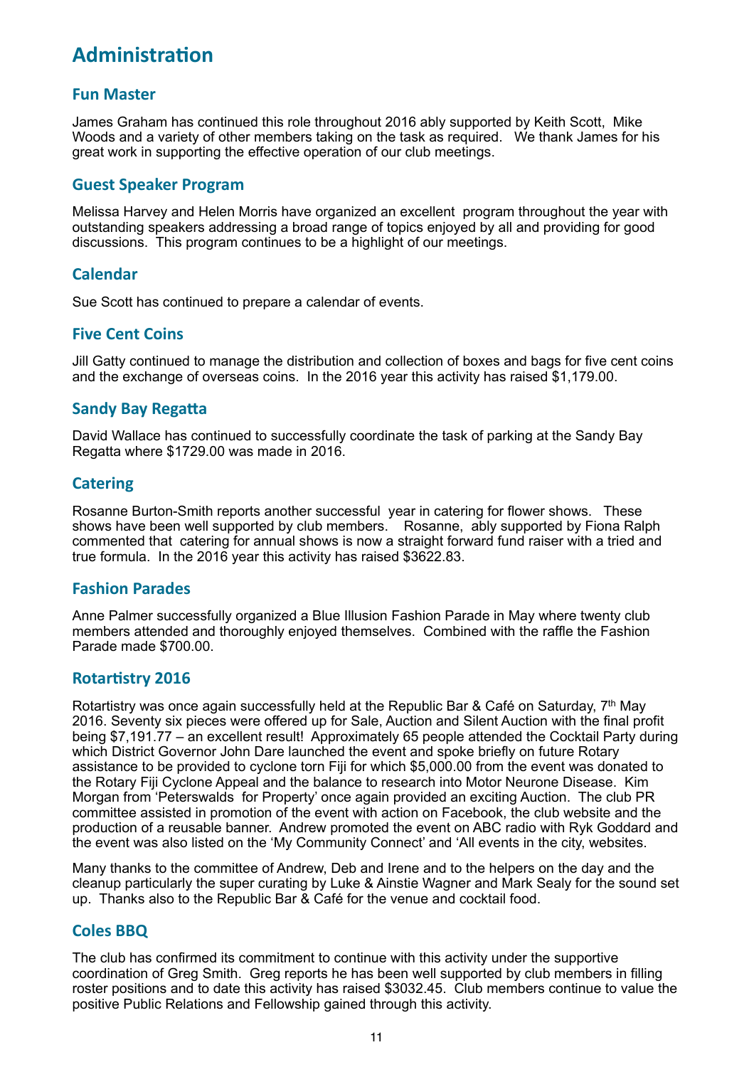# Administration

## Fun Master

James Graham has continued this role throughout 2016 ably supported by Keith Scott, Mike Woods and a variety of other members taking on the task as required. We thank James for his great work in supporting the effective operation of our club meetings.

## Guest Speaker Program

Melissa Harvey and Helen Morris have organized an excellent program throughout the year with outstanding speakers addressing a broad range of topics enjoyed by all and providing for good discussions. This program continues to be a highlight of our meetings.

## Calendar

Sue Scott has continued to prepare a calendar of events.

## Five Cent Coins

Jill Gatty continued to manage the distribution and collection of boxes and bags for five cent coins and the exchange of overseas coins. In the 2016 year this activity has raised $1,179.00.

## Sandy Bay Regatta

David Wallace has continued to successfully coordinate the task of parking at the Sandy Bay Regatta where $1729.00 was made in 2016.

## Catering

Rosanne Burton-Smith reports another successful year in catering for flower shows. These shows have been well supported by club members. Rosanne, ably supported by Fiona Ralph commented that catering for annual shows is now a straight forward fund raiser with a tried and true formula. In the 2016 year this activity has raised $3622.83.

## Fashion Parades

Anne Palmer successfully organized a Blue Illusion Fashion Parade in May where twenty club members attended and thoroughly enjoyed themselves. Combined with the raffle the Fashion Parade made $700.00.

## Rotartistry 2016

Rotartistry was once again successfully held at the Republic Bar & Café on Saturday, 7th May 2016. Seventy six pieces were offered up for Sale, Auction and Silent Auction with the final profit being $7,191.77 – an excellent result! Approximately 65 people attended the Cocktail Party during which District Governor John Dare launched the event and spoke briefly on future Rotary assistance to be provided to cyclone torn Fiji for which $5,000.00 from the event was donated to the Rotary Fiji Cyclone Appeal and the balance to research into Motor Neurone Disease. Kim Morgan from 'Peterswalds for Property' once again provided an exciting Auction. The club PR committee assisted in promotion of the event with action on Facebook, the club website and the production of a reusable banner. Andrew promoted the event on ABC radio with Ryk Goddard and the event was also listed on the 'My Community Connect' and 'All events in the city, websites.

Many thanks to the committee of Andrew, Deb and Irene and to the helpers on the day and the cleanup particularly the super curating by Luke & Ainstie Wagner and Mark Sealy for the sound set up. Thanks also to the Republic Bar & Café for the venue and cocktail food.

## Coles BBQ

The club has confirmed its commitment to continue with this activity under the supportive coordination of Greg Smith. Greg reports he has been well supported by club members in filling roster positions and to date this activity has raised $3032.45. Club members continue to value the positive Public Relations and Fellowship gained through this activity.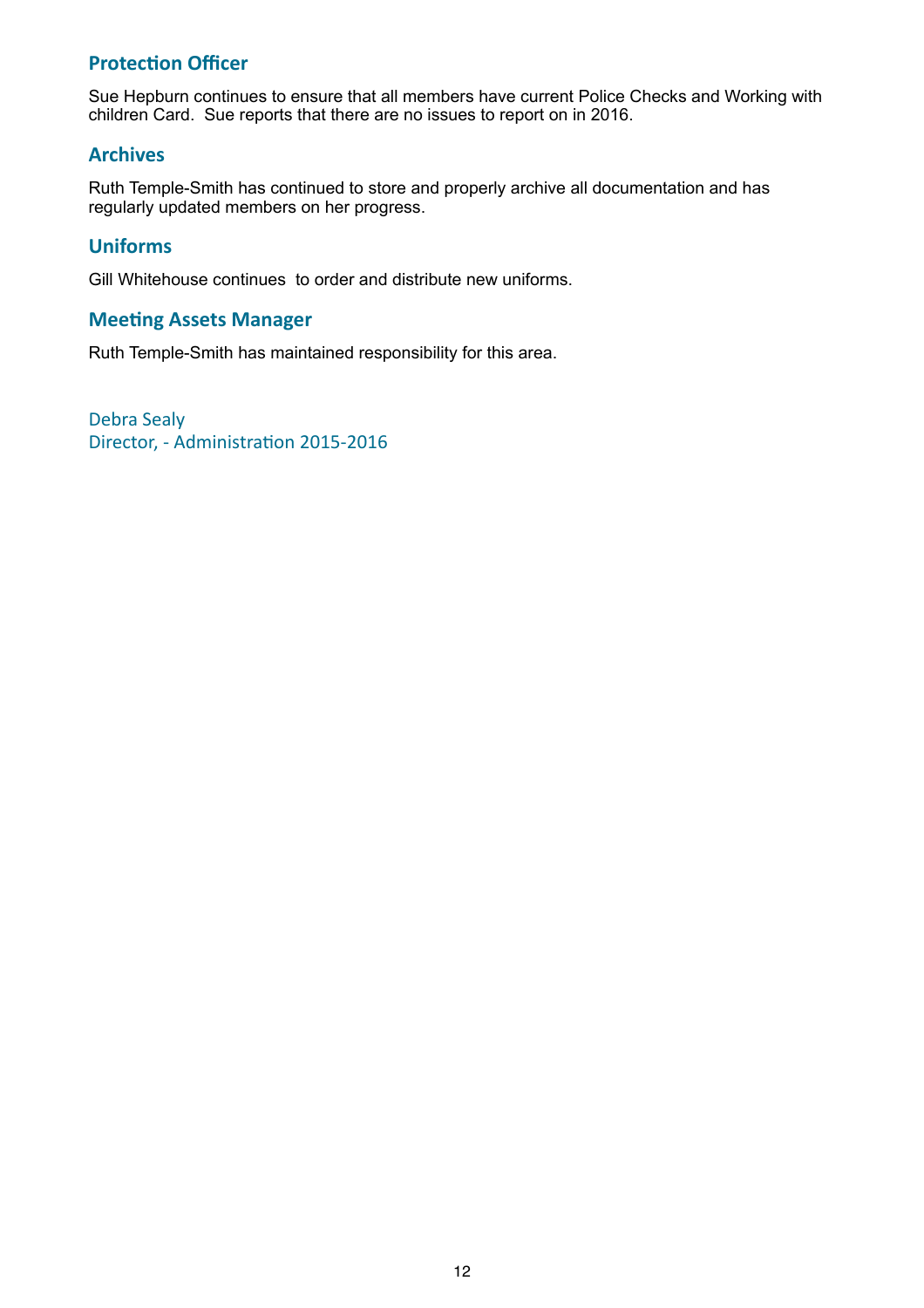## Protection Officer

Sue Hepburn continues to ensure that all members have current Police Checks and Working with children Card. Sue reports that there are no issues to report on in 2016.

## Archives

Ruth Temple-Smith has continued to store and properly archive all documentation and has regularly updated members on her progress.

## Uniforms

Gill Whitehouse continues to order and distribute new uniforms.

## Meeting Assets Manager

Ruth Temple-Smith has maintained responsibility for this area.

Debra Sealy
Director, - Administration 2015-2016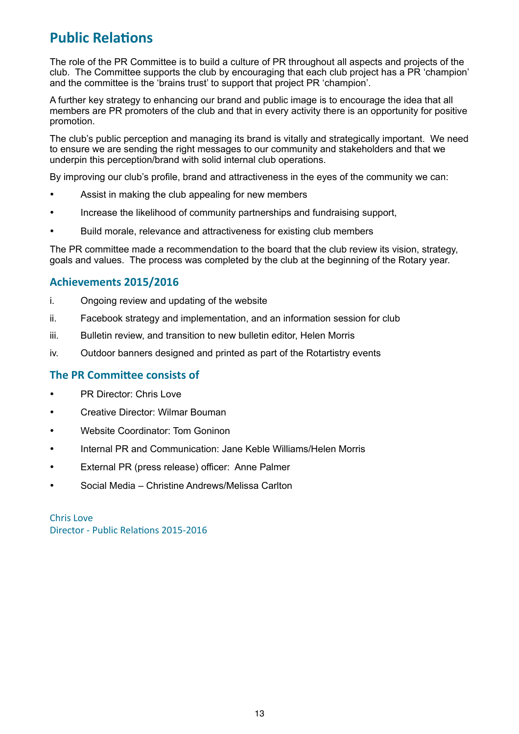# Public Relations

The role of the PR Committee is to build a culture of PR throughout all aspects and projects of the club. The Committee supports the club by encouraging that each club project has a PR 'champion' and the committee is the 'brains trust' to support that project PR 'champion'.

A further key strategy to enhancing our brand and public image is to encourage the idea that all members are PR promoters of the club and that in every activity there is an opportunity for positive promotion.

The club's public perception and managing its brand is vitally and strategically important. We need to ensure we are sending the right messages to our community and stakeholders and that we underpin this perception/brand with solid internal club operations.

By improving our club's profile, brand and attractiveness in the eyes of the community we can:

- Assist in making the club appealing for new members
- Increase the likelihood of community partnerships and fundraising support,
- Build morale, relevance and attractiveness for existing club members

The PR committee made a recommendation to the board that the club review its vision, strategy, goals and values. The process was completed by the club at the beginning of the Rotary year.

## Achievements 2015/2016

i. Ongoing review and updating of the website

ii. Facebook strategy and implementation, and an information session for club

iii. Bulletin review, and transition to new bulletin editor, Helen Morris

iv. Outdoor banners designed and printed as part of the Rotartistry events

## The PR Committee consists of

- PR Director: Chris Love
- Creative Director: Wilmar Bouman
- Website Coordinator: Tom Goninon
- Internal PR and Communication: Jane Keble Williams/Helen Morris
- External PR (press release) officer: Anne Palmer
- Social Media – Christine Andrews/Melissa Carlton

Chris Love
Director - Public Relations 2015-2016